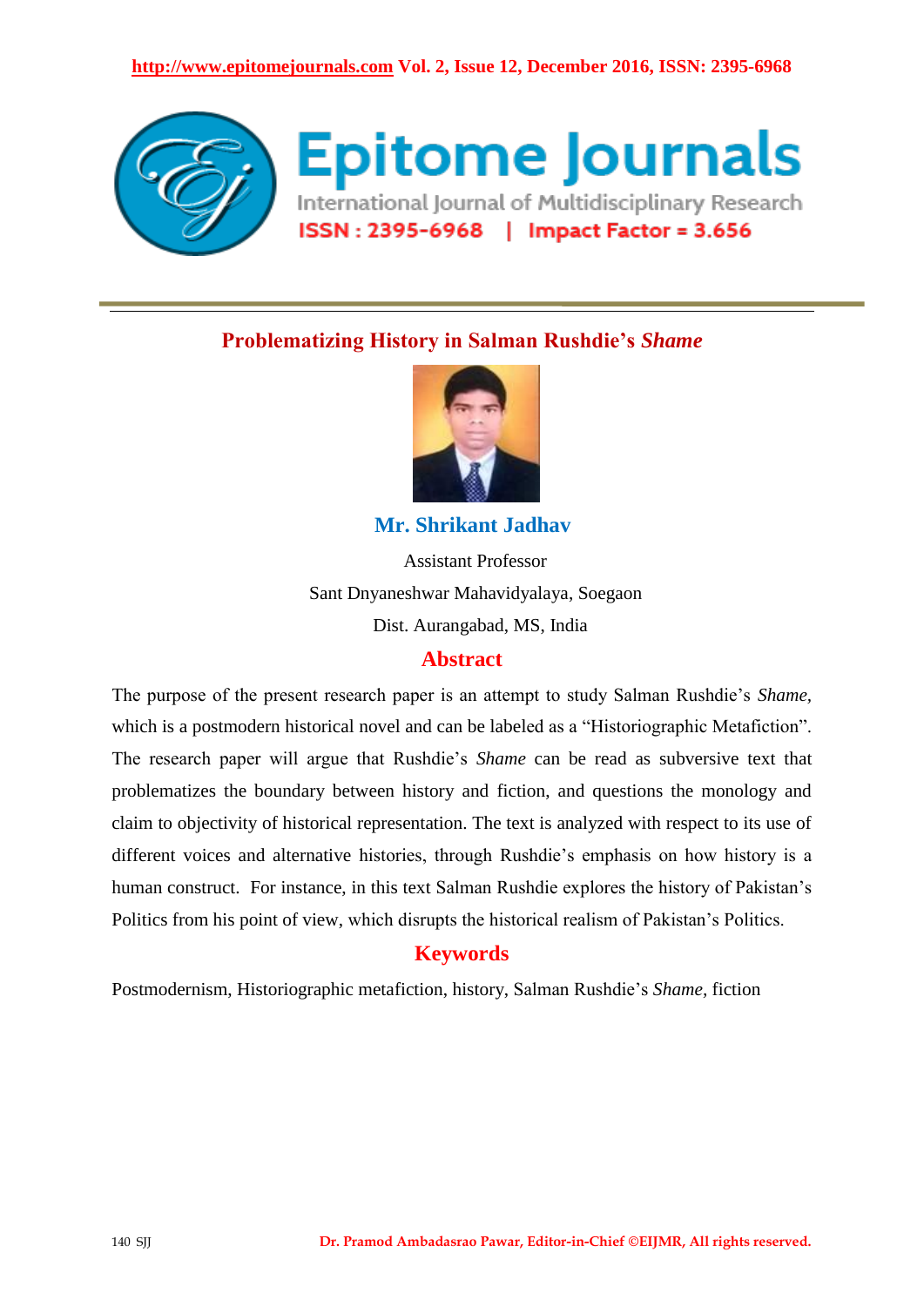# Problematizing History in Salman Rushdie's *Shame*

**Mr. Shrikant Jadhav**

Assistant Professor

Sant Dnyaneshwar Mahavidyalaya, Soegaon

Dist. Aurangabad, MS, India

## Abstract

The purpose of the present research paper is an attempt to study Salman Rushdie's *Shame*, which is a postmodern historical novel and can be labeled as a "Historiographic Metafiction". The research paper will argue that Rushdie's *Shame* can be read as subversive text that problematizes the boundary between history and fiction, and questions the monology and claim to objectivity of historical representation. The text is analyzed with respect to its use of different voices and alternative histories, through Rushdie's emphasis on how history is a human construct. For instance, in this text Salman Rushdie explores the history of Pakistan's Politics from his point of view, which disrupts the historical realism of Pakistan's Politics.

## Keywords

Postmodernism, Historiographic metafiction, history, Salman Rushdie's *Shame*, fiction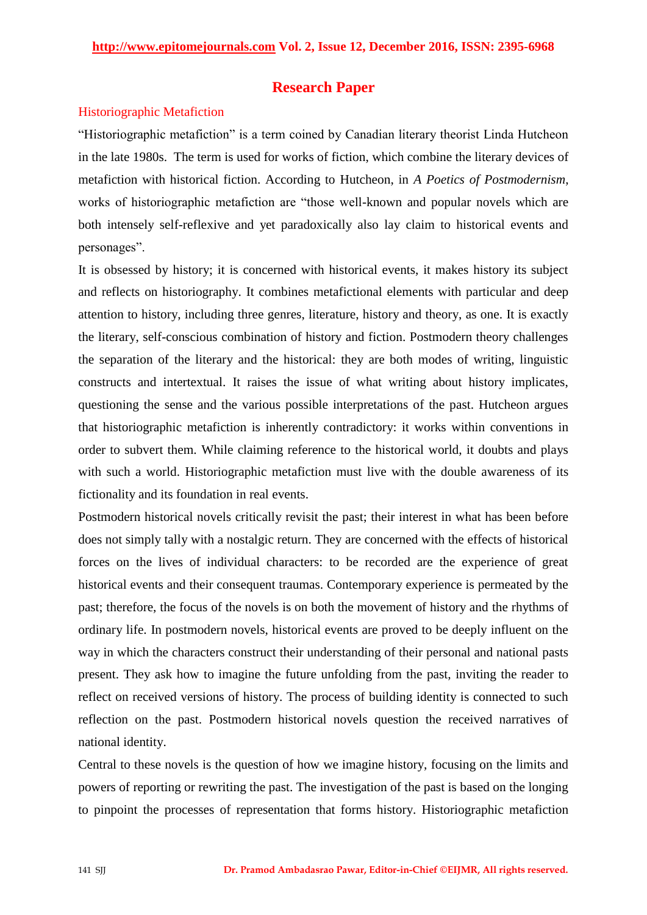## Research Paper

### Historiographic Metafiction

"Historiographic metafiction" is a term coined by Canadian literary theorist Linda Hutcheon in the late 1980s. The term is used for works of fiction, which combine the literary devices of metafiction with historical fiction. According to Hutcheon, in *A Poetics of Postmodernism*, works of historiographic metafiction are "those well-known and popular novels which are both intensely self-reflexive and yet paradoxically also lay claim to historical events and personages".

It is obsessed by history; it is concerned with historical events, it makes history its subject and reflects on historiography. It combines metafictional elements with particular and deep attention to history, including three genres, literature, history and theory, as one. It is exactly the literary, self-conscious combination of history and fiction. Postmodern theory challenges the separation of the literary and the historical: they are both modes of writing, linguistic constructs and intertextual. It raises the issue of what writing about history implicates, questioning the sense and the various possible interpretations of the past. Hutcheon argues that historiographic metafiction is inherently contradictory: it works within conventions in order to subvert them. While claiming reference to the historical world, it doubts and plays with such a world. Historiographic metafiction must live with the double awareness of its fictionality and its foundation in real events.

Postmodern historical novels critically revisit the past; their interest in what has been before does not simply tally with a nostalgic return. They are concerned with the effects of historical forces on the lives of individual characters: to be recorded are the experience of great historical events and their consequent traumas. Contemporary experience is permeated by the past; therefore, the focus of the novels is on both the movement of history and the rhythms of ordinary life. In postmodern novels, historical events are proved to be deeply influent on the way in which the characters construct their understanding of their personal and national pasts present. They ask how to imagine the future unfolding from the past, inviting the reader to reflect on received versions of history. The process of building identity is connected to such reflection on the past. Postmodern historical novels question the received narratives of national identity.

Central to these novels is the question of how we imagine history, focusing on the limits and powers of reporting or rewriting the past. The investigation of the past is based on the longing to pinpoint the processes of representation that forms history. Historiographic metafiction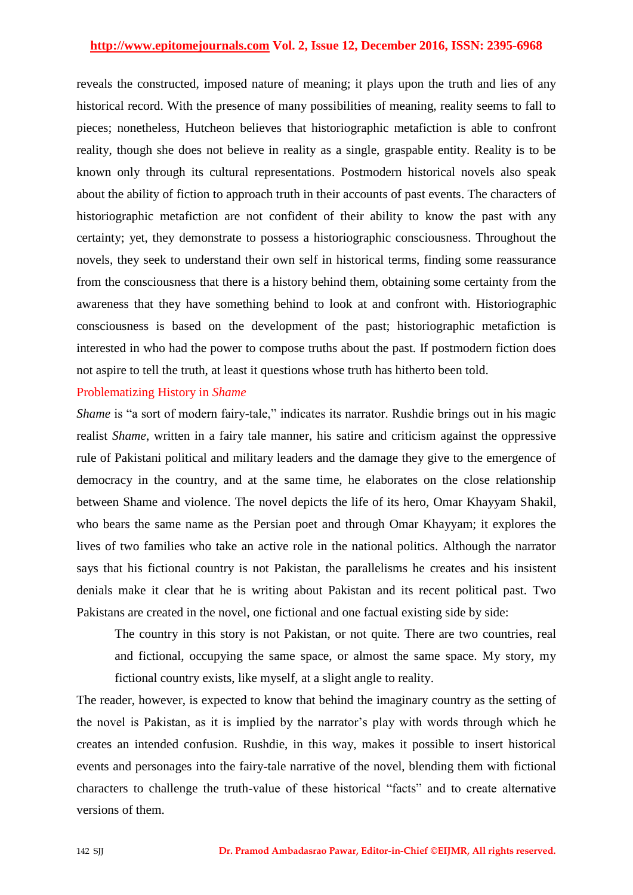reveals the constructed, imposed nature of meaning; it plays upon the truth and lies of any historical record. With the presence of many possibilities of meaning, reality seems to fall to pieces; nonetheless, Hutcheon believes that historiographic metafiction is able to confront reality, though she does not believe in reality as a single, graspable entity. Reality is to be known only through its cultural representations. Postmodern historical novels also speak about the ability of fiction to approach truth in their accounts of past events. The characters of historiographic metafiction are not confident of their ability to know the past with any certainty; yet, they demonstrate to possess a historiographic consciousness. Throughout the novels, they seek to understand their own self in historical terms, finding some reassurance from the consciousness that there is a history behind them, obtaining some certainty from the awareness that they have something behind to look at and confront with. Historiographic consciousness is based on the development of the past; historiographic metafiction is interested in who had the power to compose truths about the past. If postmodern fiction does not aspire to tell the truth, at least it questions whose truth has hitherto been told.

## Problematizing History in *Shame*

*Shame* is "a sort of modern fairy-tale," indicates its narrator. Rushdie brings out in his magic realist *Shame*, written in a fairy tale manner, his satire and criticism against the oppressive rule of Pakistani political and military leaders and the damage they give to the emergence of democracy in the country, and at the same time, he elaborates on the close relationship between Shame and violence. The novel depicts the life of its hero, Omar Khayyam Shakil, who bears the same name as the Persian poet and through Omar Khayyam; it explores the lives of two families who take an active role in the national politics. Although the narrator says that his fictional country is not Pakistan, the parallelisms he creates and his insistent denials make it clear that he is writing about Pakistan and its recent political past. Two Pakistans are created in the novel, one fictional and one factual existing side by side:

> The country in this story is not Pakistan, or not quite. There are two countries, real and fictional, occupying the same space, or almost the same space. My story, my fictional country exists, like myself, at a slight angle to reality.

The reader, however, is expected to know that behind the imaginary country as the setting of the novel is Pakistan, as it is implied by the narrator's play with words through which he creates an intended confusion. Rushdie, in this way, makes it possible to insert historical events and personages into the fairy-tale narrative of the novel, blending them with fictional characters to challenge the truth-value of these historical "facts" and to create alternative versions of them.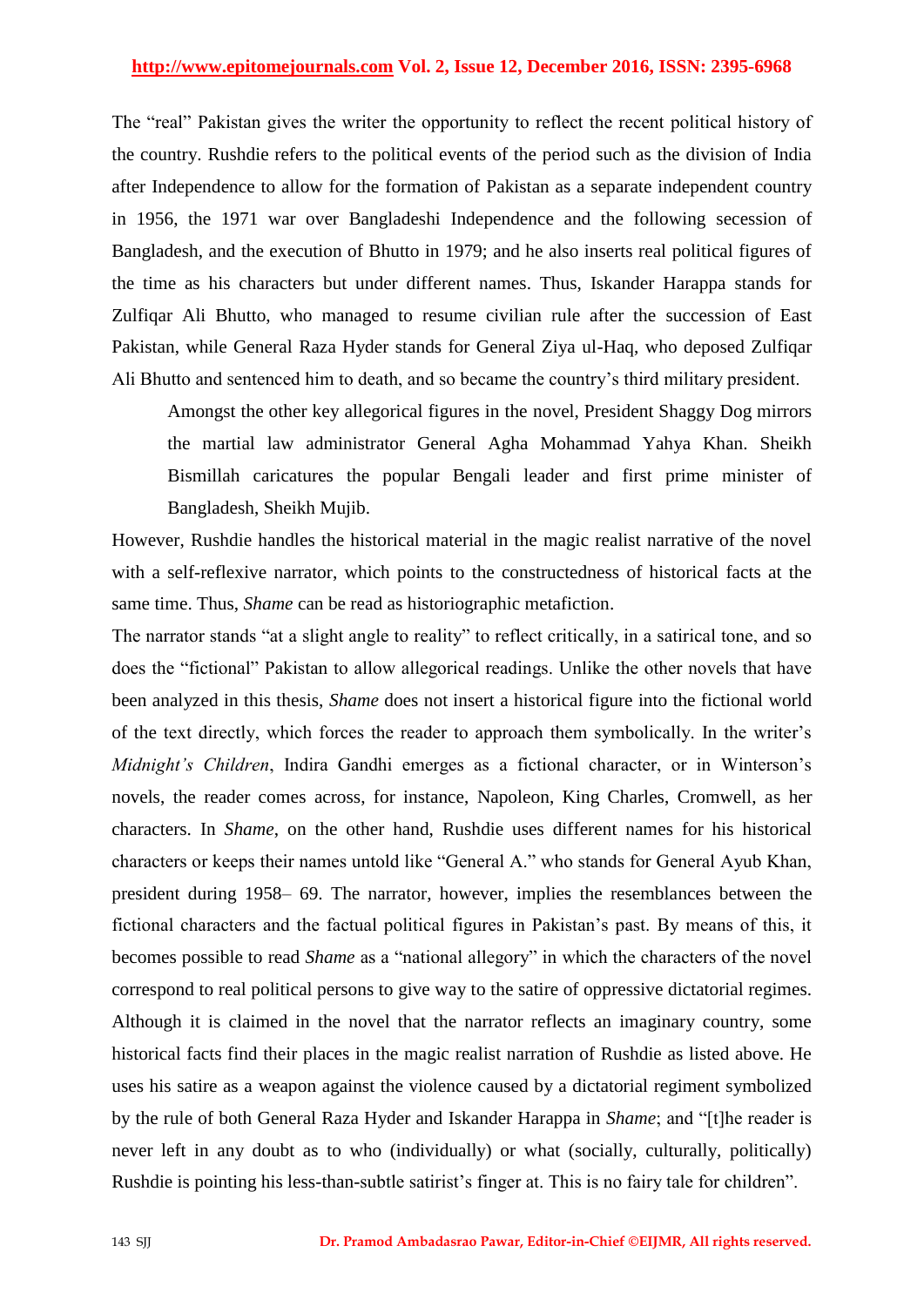The "real" Pakistan gives the writer the opportunity to reflect the recent political history of the country. Rushdie refers to the political events of the period such as the division of India after Independence to allow for the formation of Pakistan as a separate independent country in 1956, the 1971 war over Bangladeshi Independence and the following secession of Bangladesh, and the execution of Bhutto in 1979; and he also inserts real political figures of the time as his characters but under different names. Thus, Iskander Harappa stands for Zulfiqar Ali Bhutto, who managed to resume civilian rule after the succession of East Pakistan, while General Raza Hyder stands for General Ziya ul-Haq, who deposed Zulfiqar Ali Bhutto and sentenced him to death, and so became the country's third military president.

> Amongst the other key allegorical figures in the novel, President Shaggy Dog mirrors the martial law administrator General Agha Mohammad Yahya Khan. Sheikh Bismillah caricatures the popular Bengali leader and first prime minister of Bangladesh, Sheikh Mujib.

However, Rushdie handles the historical material in the magic realist narrative of the novel with a self-reflexive narrator, which points to the constructedness of historical facts at the same time. Thus, *Shame* can be read as historiographic metafiction.

The narrator stands "at a slight angle to reality" to reflect critically, in a satirical tone, and so does the "fictional" Pakistan to allow allegorical readings. Unlike the other novels that have been analyzed in this thesis, *Shame* does not insert a historical figure into the fictional world of the text directly, which forces the reader to approach them symbolically. In the writer's *Midnight's Children*, Indira Gandhi emerges as a fictional character, or in Winterson's novels, the reader comes across, for instance, Napoleon, King Charles, Cromwell, as her characters. In *Shame*, on the other hand, Rushdie uses different names for his historical characters or keeps their names untold like "General A." who stands for General Ayub Khan, president during 1958– 69. The narrator, however, implies the resemblances between the fictional characters and the factual political figures in Pakistan's past. By means of this, it becomes possible to read *Shame* as a "national allegory" in which the characters of the novel correspond to real political persons to give way to the satire of oppressive dictatorial regimes. Although it is claimed in the novel that the narrator reflects an imaginary country, some historical facts find their places in the magic realist narration of Rushdie as listed above. He uses his satire as a weapon against the violence caused by a dictatorial regiment symbolized by the rule of both General Raza Hyder and Iskander Harappa in *Shame*; and "[t]he reader is never left in any doubt as to who (individually) or what (socially, culturally, politically) Rushdie is pointing his less-than-subtle satirist's finger at. This is no fairy tale for children".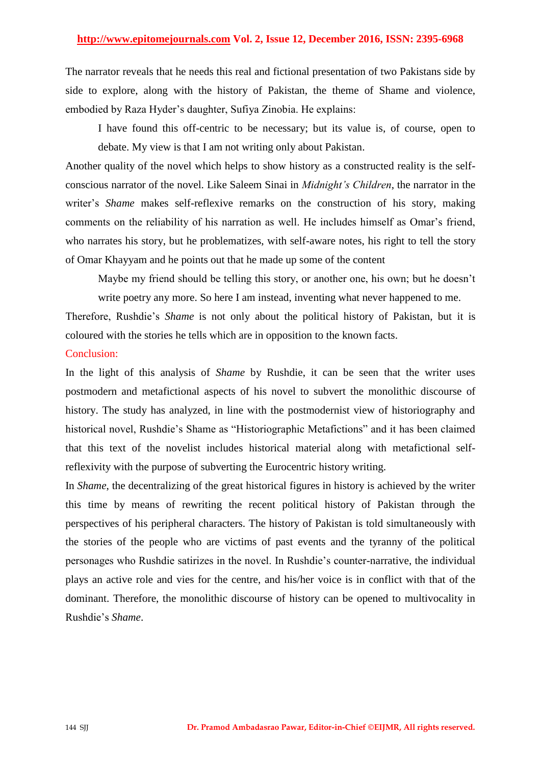The narrator reveals that he needs this real and fictional presentation of two Pakistans side by side to explore, along with the history of Pakistan, the theme of Shame and violence, embodied by Raza Hyder's daughter, Sufiya Zinobia. He explains:

> I have found this off-centric to be necessary; but its value is, of course, open to debate. My view is that I am not writing only about Pakistan.

Another quality of the novel which helps to show history as a constructed reality is the self-conscious narrator of the novel. Like Saleem Sinai in *Midnight's Children*, the narrator in the writer's *Shame* makes self-reflexive remarks on the construction of his story, making comments on the reliability of his narration as well. He includes himself as Omar's friend, who narrates his story, but he problematizes, with self-aware notes, his right to tell the story of Omar Khayyam and he points out that he made up some of the content

> Maybe my friend should be telling this story, or another one, his own; but he doesn't write poetry any more. So here I am instead, inventing what never happened to me.

Therefore, Rushdie's *Shame* is not only about the political history of Pakistan, but it is coloured with the stories he tells which are in opposition to the known facts.

## Conclusion:

In the light of this analysis of *Shame* by Rushdie, it can be seen that the writer uses postmodern and metafictional aspects of his novel to subvert the monolithic discourse of history. The study has analyzed, in line with the postmodernist view of historiography and historical novel, Rushdie's Shame as "Historiographic Metafictions" and it has been claimed that this text of the novelist includes historical material along with metafictional self-reflexivity with the purpose of subverting the Eurocentric history writing.

In *Shame*, the decentralizing of the great historical figures in history is achieved by the writer this time by means of rewriting the recent political history of Pakistan through the perspectives of his peripheral characters. The history of Pakistan is told simultaneously with the stories of the people who are victims of past events and the tyranny of the political personages who Rushdie satirizes in the novel. In Rushdie's counter-narrative, the individual plays an active role and vies for the centre, and his/her voice is in conflict with that of the dominant. Therefore, the monolithic discourse of history can be opened to multivocality in Rushdie's *Shame*.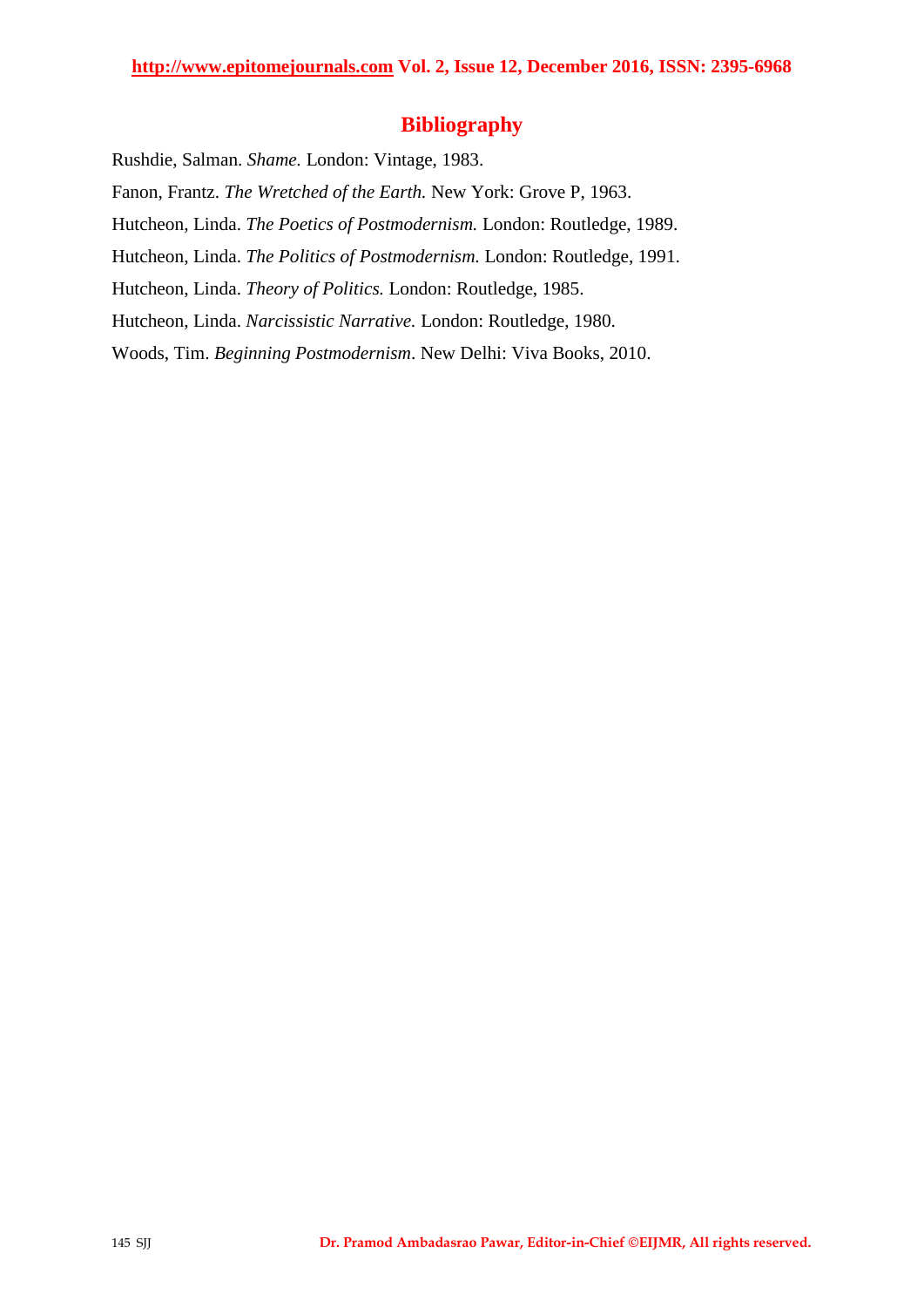## Bibliography

Rushdie, Salman. *Shame.* London: Vintage, 1983.

Fanon, Frantz. *The Wretched of the Earth.* New York: Grove P, 1963.

Hutcheon, Linda. *The Poetics of Postmodernism.* London: Routledge, 1989.

Hutcheon, Linda. *The Politics of Postmodernism.* London: Routledge, 1991.

Hutcheon, Linda. *Theory of Politics.* London: Routledge, 1985.

Hutcheon, Linda. *Narcissistic Narrative.* London: Routledge, 1980.

Woods, Tim. *Beginning Postmodernism*. New Delhi: Viva Books, 2010.